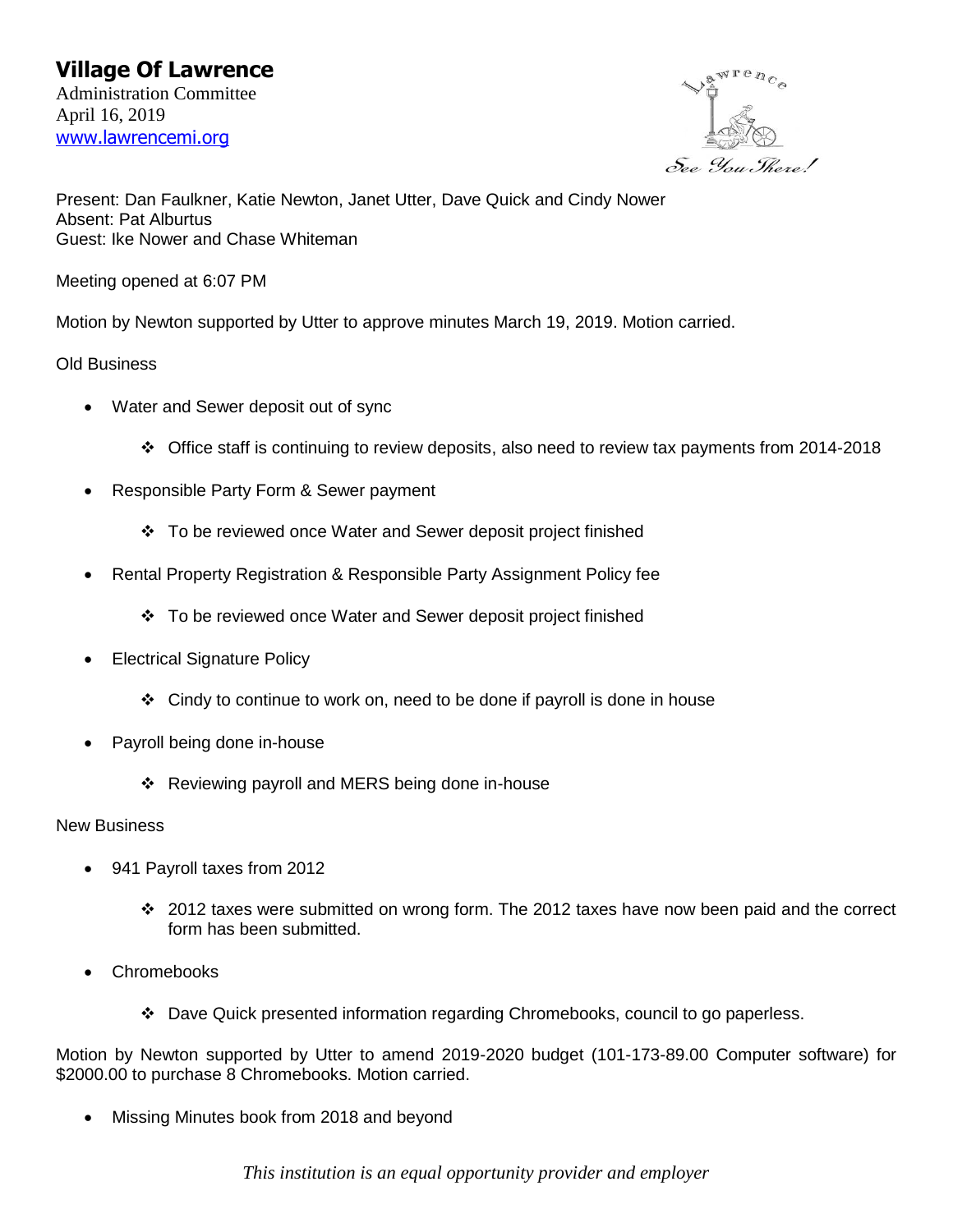# Village Of Lawrence

Administration Committee
April 16, 2019
www.lawrencemi.org

Present: Dan Faulkner, Katie Newton, Janet Utter, Dave Quick and Cindy Nower
Absent: Pat Alburtus
Guest: Ike Nower and Chase Whiteman

Meeting opened at 6:07 PM

Motion by Newton supported by Utter to approve minutes March 19, 2019. Motion carried.

Old Business

- Water and Sewer deposit out of sync
  - Office staff is continuing to review deposits, also need to review tax payments from 2014-2018
- Responsible Party Form & Sewer payment
  - To be reviewed once Water and Sewer deposit project finished
- Rental Property Registration & Responsible Party Assignment Policy fee
  - To be reviewed once Water and Sewer deposit project finished
- Electrical Signature Policy
  - Cindy to continue to work on, need to be done if payroll is done in house
- Payroll being done in-house
  - Reviewing payroll and MERS being done in-house

New Business

- 941 Payroll taxes from 2012
  - 2012 taxes were submitted on wrong form. The 2012 taxes have now been paid and the correct form has been submitted.
- Chromebooks
  - Dave Quick presented information regarding Chromebooks, council to go paperless.

Motion by Newton supported by Utter to amend 2019-2020 budget (101-173-89.00 Computer software) for $2000.00 to purchase 8 Chromebooks. Motion carried.

- Missing Minutes book from 2018 and beyond

*This institution is an equal opportunity provider and employer*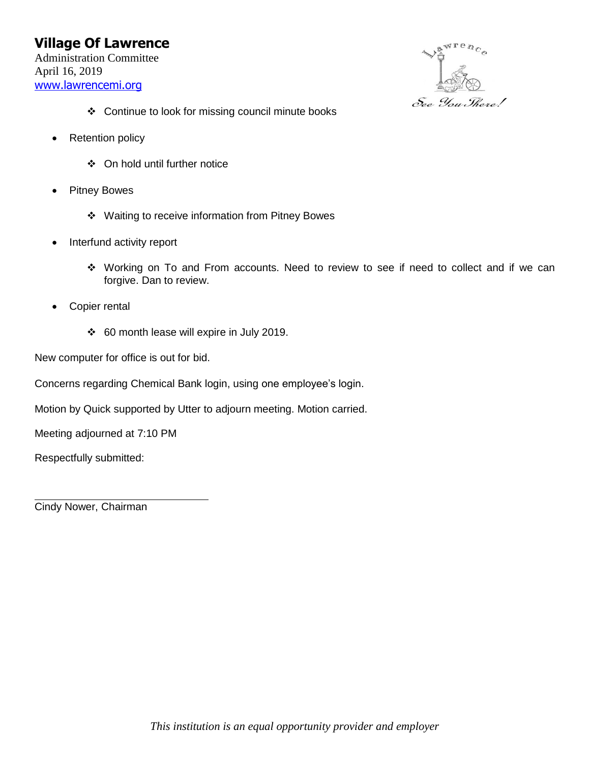**Village Of Lawrence**

Administration Committee
April 16, 2019
www.lawrencemi.org

- Continue to look for missing council minute books

- Retention policy
  - On hold until further notice
- Pitney Bowes
  - Waiting to receive information from Pitney Bowes
- Interfund activity report
  - Working on To and From accounts. Need to review to see if need to collect and if we can forgive. Dan to review.
- Copier rental
  - 60 month lease will expire in July 2019.

New computer for office is out for bid.

Concerns regarding Chemical Bank login, using one employee's login.

Motion by Quick supported by Utter to adjourn meeting. Motion carried.

Meeting adjourned at 7:10 PM

Respectfully submitted:

\_\_\_\_\_\_\_\_\_\_\_\_\_\_\_\_\_\_\_\_\_\_\_\_\_\_\_\_\_\_

Cindy Nower, Chairman

*This institution is an equal opportunity provider and employer*